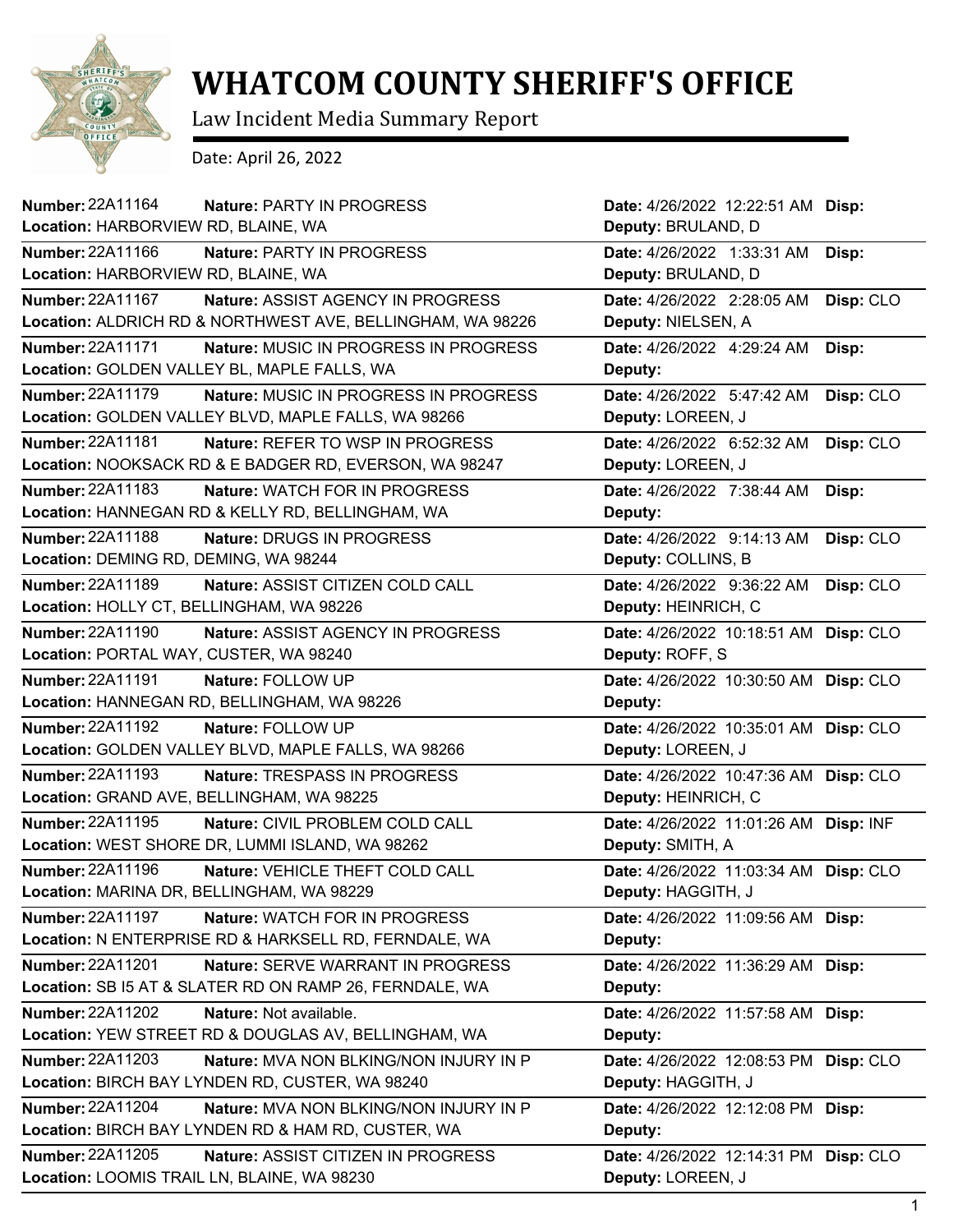# WHATCOM COUNTY SHERIFF'S OFFICE

Law Incident Media Summary Report

Date: April 26, 2022

| Number | Nature | Location | Date | Deputy | Disp |
|---|---|---|---|---|---|
| 22A11164 | PARTY IN PROGRESS | HARBORVIEW RD, BLAINE, WA | 4/26/2022 12:22:51 AM | BRULAND, D | |
| 22A11166 | PARTY IN PROGRESS | HARBORVIEW RD, BLAINE, WA | 4/26/2022 1:33:31 AM | BRULAND, D | |
| 22A11167 | ASSIST AGENCY IN PROGRESS | ALDRICH RD & NORTHWEST AVE, BELLINGHAM, WA 98226 | 4/26/2022 2:28:05 AM | NIELSEN, A | CLO |
| 22A11171 | MUSIC IN PROGRESS IN PROGRESS | GOLDEN VALLEY BL, MAPLE FALLS, WA | 4/26/2022 4:29:24 AM | | |
| 22A11179 | MUSIC IN PROGRESS IN PROGRESS | GOLDEN VALLEY BLVD, MAPLE FALLS, WA 98266 | 4/26/2022 5:47:42 AM | LOREEN, J | CLO |
| 22A11181 | REFER TO WSP IN PROGRESS | NOOKSACK RD & E BADGER RD, EVERSON, WA 98247 | 4/26/2022 6:52:32 AM | LOREEN, J | CLO |
| 22A11183 | WATCH FOR IN PROGRESS | HANNEGAN RD & KELLY RD, BELLINGHAM, WA | 4/26/2022 7:38:44 AM | | |
| 22A11188 | DRUGS IN PROGRESS | DEMING RD, DEMING, WA 98244 | 4/26/2022 9:14:13 AM | COLLINS, B | CLO |
| 22A11189 | ASSIST CITIZEN COLD CALL | HOLLY CT, BELLINGHAM, WA 98226 | 4/26/2022 9:36:22 AM | HEINRICH, C | CLO |
| 22A11190 | ASSIST AGENCY IN PROGRESS | PORTAL WAY, CUSTER, WA 98240 | 4/26/2022 10:18:51 AM | ROFF, S | CLO |
| 22A11191 | FOLLOW UP | HANNEGAN RD, BELLINGHAM, WA 98226 | 4/26/2022 10:30:50 AM | | CLO |
| 22A11192 | FOLLOW UP | GOLDEN VALLEY BLVD, MAPLE FALLS, WA 98266 | 4/26/2022 10:35:01 AM | LOREEN, J | CLO |
| 22A11193 | TRESPASS IN PROGRESS | GRAND AVE, BELLINGHAM, WA 98225 | 4/26/2022 10:47:36 AM | HEINRICH, C | CLO |
| 22A11195 | CIVIL PROBLEM COLD CALL | WEST SHORE DR, LUMMI ISLAND, WA 98262 | 4/26/2022 11:01:26 AM | SMITH, A | INF |
| 22A11196 | VEHICLE THEFT COLD CALL | MARINA DR, BELLINGHAM, WA 98229 | 4/26/2022 11:03:34 AM | HAGGITH, J | CLO |
| 22A11197 | WATCH FOR IN PROGRESS | N ENTERPRISE RD & HARKSELL RD, FERNDALE, WA | 4/26/2022 11:09:56 AM | | |
| 22A11201 | SERVE WARRANT IN PROGRESS | SB I5 AT & SLATER RD ON RAMP 26, FERNDALE, WA | 4/26/2022 11:36:29 AM | | |
| 22A11202 | Not available. | YEW STREET RD & DOUGLAS AV, BELLINGHAM, WA | 4/26/2022 11:57:58 AM | | |
| 22A11203 | MVA NON BLKING/NON INJURY IN P | BIRCH BAY LYNDEN RD, CUSTER, WA 98240 | 4/26/2022 12:08:53 PM | HAGGITH, J | CLO |
| 22A11204 | MVA NON BLKING/NON INJURY IN P | BIRCH BAY LYNDEN RD & HAM RD, CUSTER, WA | 4/26/2022 12:12:08 PM | | |
| 22A11205 | ASSIST CITIZEN IN PROGRESS | LOOMIS TRAIL LN, BLAINE, WA 98230 | 4/26/2022 12:14:31 PM | LOREEN, J | CLO |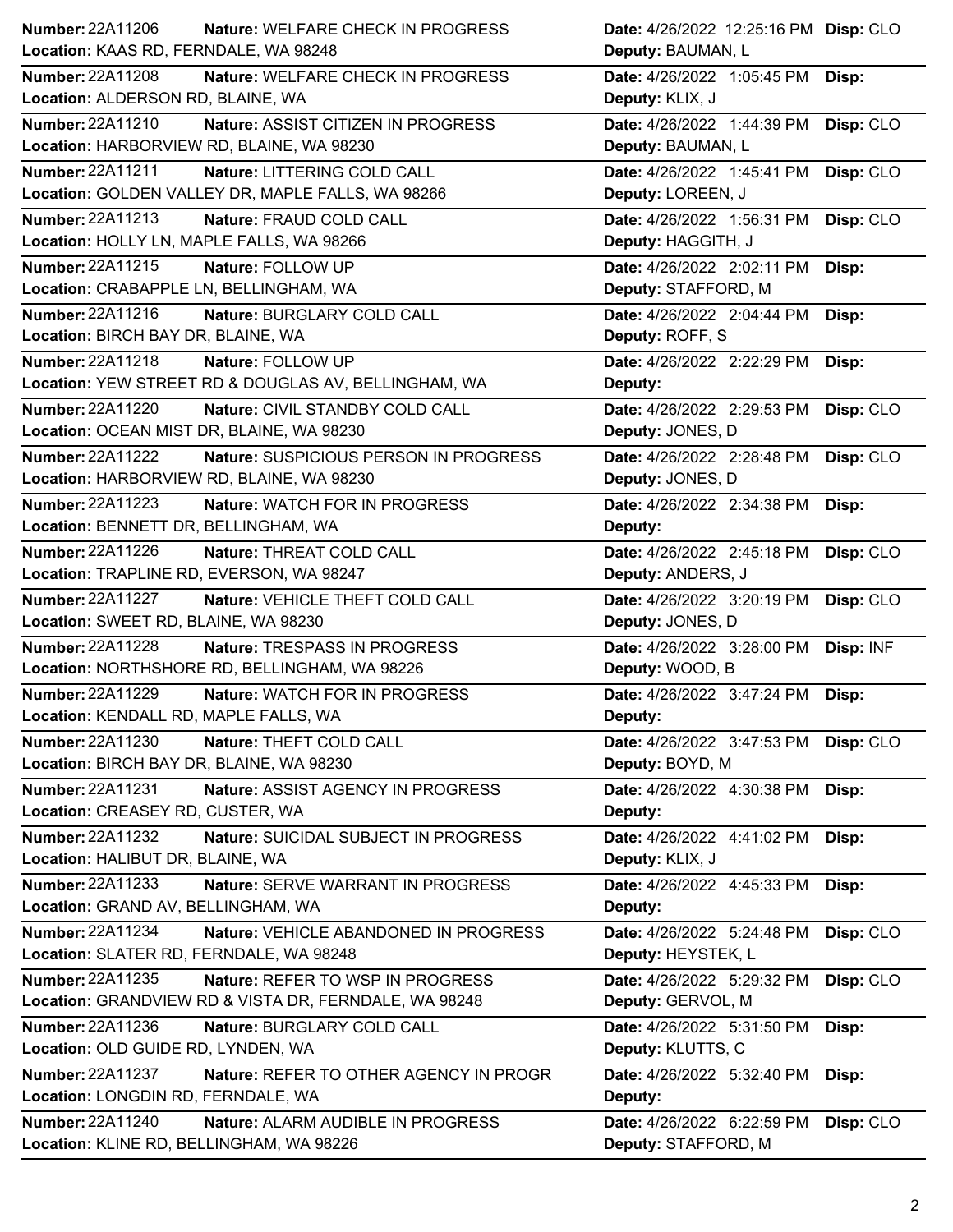| Number | Nature | Location | Date | Deputy | Disp |
|---|---|---|---|---|---|
| 22A11206 | WELFARE CHECK IN PROGRESS | KAAS RD, FERNDALE, WA 98248 | 4/26/2022 12:25:16 PM | BAUMAN, L | CLO |
| 22A11208 | WELFARE CHECK IN PROGRESS | ALDERSON RD, BLAINE, WA | 4/26/2022 1:05:45 PM | KLIX, J | |
| 22A11210 | ASSIST CITIZEN IN PROGRESS | HARBORVIEW RD, BLAINE, WA 98230 | 4/26/2022 1:44:39 PM | BAUMAN, L | CLO |
| 22A11211 | LITTERING COLD CALL | GOLDEN VALLEY DR, MAPLE FALLS, WA 98266 | 4/26/2022 1:45:41 PM | LOREEN, J | CLO |
| 22A11213 | FRAUD COLD CALL | HOLLY LN, MAPLE FALLS, WA 98266 | 4/26/2022 1:56:31 PM | HAGGITH, J | CLO |
| 22A11215 | FOLLOW UP | CRABAPPLE LN, BELLINGHAM, WA | 4/26/2022 2:02:11 PM | STAFFORD, M | |
| 22A11216 | BURGLARY COLD CALL | BIRCH BAY DR, BLAINE, WA | 4/26/2022 2:04:44 PM | ROFF, S | |
| 22A11218 | FOLLOW UP | YEW STREET RD & DOUGLAS AV, BELLINGHAM, WA | 4/26/2022 2:22:29 PM | | |
| 22A11220 | CIVIL STANDBY COLD CALL | OCEAN MIST DR, BLAINE, WA 98230 | 4/26/2022 2:29:53 PM | JONES, D | CLO |
| 22A11222 | SUSPICIOUS PERSON IN PROGRESS | HARBORVIEW RD, BLAINE, WA 98230 | 4/26/2022 2:28:48 PM | JONES, D | CLO |
| 22A11223 | WATCH FOR IN PROGRESS | BENNETT DR, BELLINGHAM, WA | 4/26/2022 2:34:38 PM | | |
| 22A11226 | THREAT COLD CALL | TRAPLINE RD, EVERSON, WA 98247 | 4/26/2022 2:45:18 PM | ANDERS, J | CLO |
| 22A11227 | VEHICLE THEFT COLD CALL | SWEET RD, BLAINE, WA 98230 | 4/26/2022 3:20:19 PM | JONES, D | CLO |
| 22A11228 | TRESPASS IN PROGRESS | NORTHSHORE RD, BELLINGHAM, WA 98226 | 4/26/2022 3:28:00 PM | WOOD, B | INF |
| 22A11229 | WATCH FOR IN PROGRESS | KENDALL RD, MAPLE FALLS, WA | 4/26/2022 3:47:24 PM | | |
| 22A11230 | THEFT COLD CALL | BIRCH BAY DR, BLAINE, WA 98230 | 4/26/2022 3:47:53 PM | BOYD, M | CLO |
| 22A11231 | ASSIST AGENCY IN PROGRESS | CREASEY RD, CUSTER, WA | 4/26/2022 4:30:38 PM | | |
| 22A11232 | SUICIDAL SUBJECT IN PROGRESS | HALIBUT DR, BLAINE, WA | 4/26/2022 4:41:02 PM | KLIX, J | |
| 22A11233 | SERVE WARRANT IN PROGRESS | GRAND AV, BELLINGHAM, WA | 4/26/2022 4:45:33 PM | | |
| 22A11234 | VEHICLE ABANDONED IN PROGRESS | SLATER RD, FERNDALE, WA 98248 | 4/26/2022 5:24:48 PM | HEYSTEK, L | CLO |
| 22A11235 | REFER TO WSP IN PROGRESS | GRANDVIEW RD & VISTA DR, FERNDALE, WA 98248 | 4/26/2022 5:29:32 PM | GERVOL, M | CLO |
| 22A11236 | BURGLARY COLD CALL | OLD GUIDE RD, LYNDEN, WA | 4/26/2022 5:31:50 PM | KLUTTS, C | |
| 22A11237 | REFER TO OTHER AGENCY IN PROGR | LONGDIN RD, FERNDALE, WA | 4/26/2022 5:32:40 PM | | |
| 22A11240 | ALARM AUDIBLE IN PROGRESS | KLINE RD, BELLINGHAM, WA 98226 | 4/26/2022 6:22:59 PM | STAFFORD, M | CLO |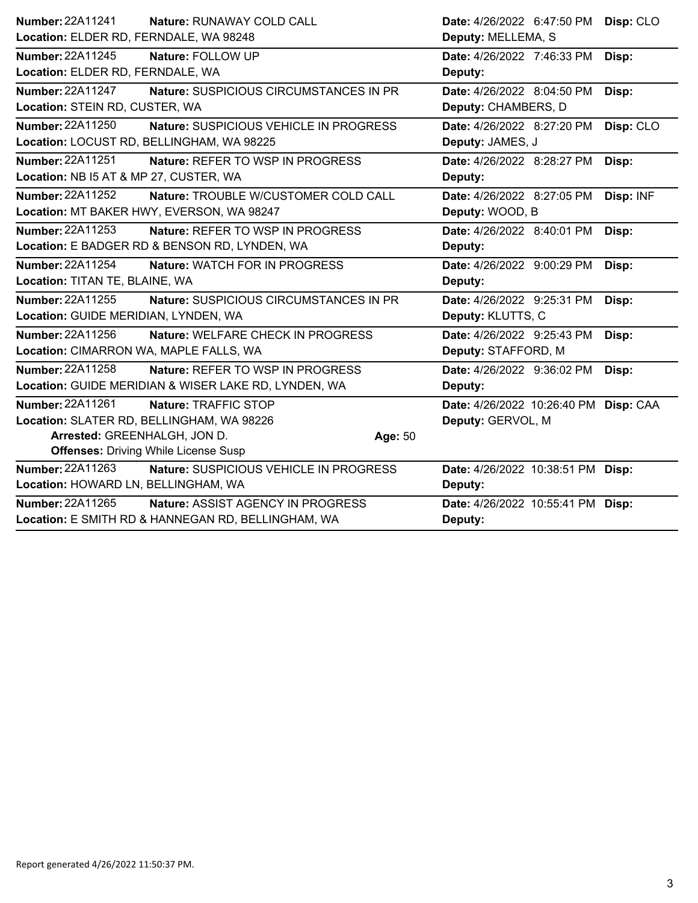**Number:** 22A11241 **Nature:** RUNAWAY COLD CALL **Date:** 4/26/2022 6:47:50 PM **Disp:** CLO
**Location:** ELDER RD, FERNDALE, WA 98248 **Deputy:** MELLEMA, S

**Number:** 22A11245 **Nature:** FOLLOW UP **Date:** 4/26/2022 7:46:33 PM **Disp:**
**Location:** ELDER RD, FERNDALE, WA **Deputy:**

**Number:** 22A11247 **Nature:** SUSPICIOUS CIRCUMSTANCES IN PR **Date:** 4/26/2022 8:04:50 PM **Disp:**
**Location:** STEIN RD, CUSTER, WA **Deputy:** CHAMBERS, D

**Number:** 22A11250 **Nature:** SUSPICIOUS VEHICLE IN PROGRESS **Date:** 4/26/2022 8:27:20 PM **Disp:** CLO
**Location:** LOCUST RD, BELLINGHAM, WA 98225 **Deputy:** JAMES, J

**Number:** 22A11251 **Nature:** REFER TO WSP IN PROGRESS **Date:** 4/26/2022 8:28:27 PM **Disp:**
**Location:** NB I5 AT & MP 27, CUSTER, WA **Deputy:**

**Number:** 22A11252 **Nature:** TROUBLE W/CUSTOMER COLD CALL **Date:** 4/26/2022 8:27:05 PM **Disp:** INF
**Location:** MT BAKER HWY, EVERSON, WA 98247 **Deputy:** WOOD, B

**Number:** 22A11253 **Nature:** REFER TO WSP IN PROGRESS **Date:** 4/26/2022 8:40:01 PM **Disp:**
**Location:** E BADGER RD & BENSON RD, LYNDEN, WA **Deputy:**

**Number:** 22A11254 **Nature:** WATCH FOR IN PROGRESS **Date:** 4/26/2022 9:00:29 PM **Disp:**
**Location:** TITAN TE, BLAINE, WA **Deputy:**

**Number:** 22A11255 **Nature:** SUSPICIOUS CIRCUMSTANCES IN PR **Date:** 4/26/2022 9:25:31 PM **Disp:**
**Location:** GUIDE MERIDIAN, LYNDEN, WA **Deputy:** KLUTTS, C

**Number:** 22A11256 **Nature:** WELFARE CHECK IN PROGRESS **Date:** 4/26/2022 9:25:43 PM **Disp:**
**Location:** CIMARRON WA, MAPLE FALLS, WA **Deputy:** STAFFORD, M

**Number:** 22A11258 **Nature:** REFER TO WSP IN PROGRESS **Date:** 4/26/2022 9:36:02 PM **Disp:**
**Location:** GUIDE MERIDIAN & WISER LAKE RD, LYNDEN, WA **Deputy:**

**Number:** 22A11261 **Nature:** TRAFFIC STOP **Date:** 4/26/2022 10:26:40 PM **Disp:** CAA
**Location:** SLATER RD, BELLINGHAM, WA 98226 **Deputy:** GERVOL, M
**Arrested:** GREENHALGH, JON D. **Age:** 50
**Offenses:** Driving While License Susp

**Number:** 22A11263 **Nature:** SUSPICIOUS VEHICLE IN PROGRESS **Date:** 4/26/2022 10:38:51 PM **Disp:**
**Location:** HOWARD LN, BELLINGHAM, WA **Deputy:**

**Number:** 22A11265 **Nature:** ASSIST AGENCY IN PROGRESS **Date:** 4/26/2022 10:55:41 PM **Disp:**
**Location:** E SMITH RD & HANNEGAN RD, BELLINGHAM, WA **Deputy:**

Report generated 4/26/2022 11:50:37 PM.